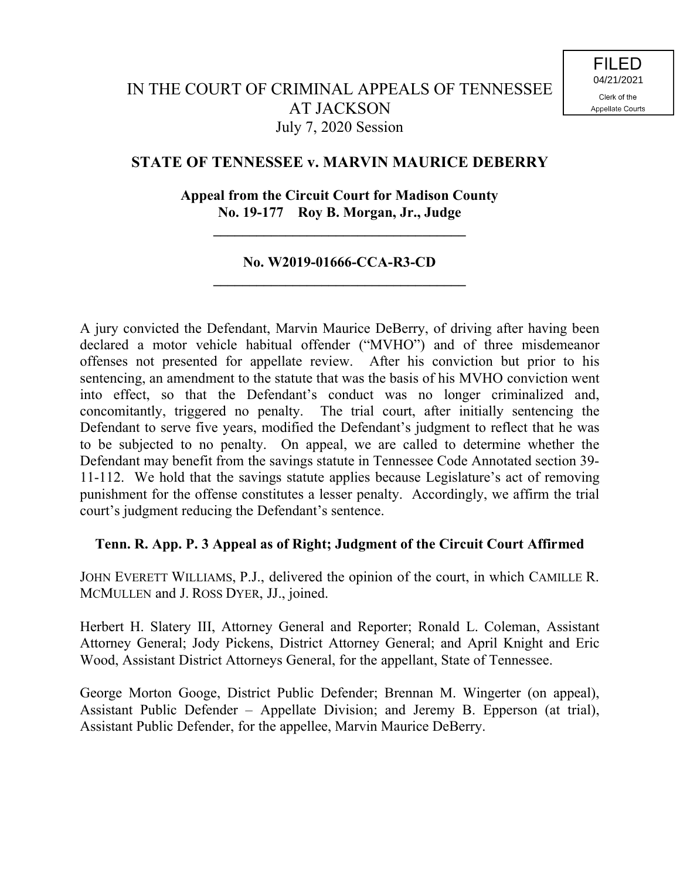FILED
04/21/2021
Clerk of the
Appellate Courts

# IN THE COURT OF CRIMINAL APPEALS OF TENNESSEE AT JACKSON

July 7, 2020 Session

## STATE OF TENNESSEE v. MARVIN MAURICE DEBERRY

**Appeal from the Circuit Court for Madison County**
**No. 19-177 Roy B. Morgan, Jr., Judge**

---

**No. W2019-01666-CCA-R3-CD**

---

A jury convicted the Defendant, Marvin Maurice DeBerry, of driving after having been declared a motor vehicle habitual offender ("MVHO") and of three misdemeanor offenses not presented for appellate review. After his conviction but prior to his sentencing, an amendment to the statute that was the basis of his MVHO conviction went into effect, so that the Defendant's conduct was no longer criminalized and, concomitantly, triggered no penalty. The trial court, after initially sentencing the Defendant to serve five years, modified the Defendant's judgment to reflect that he was to be subjected to no penalty. On appeal, we are called to determine whether the Defendant may benefit from the savings statute in Tennessee Code Annotated section 39-11-112. We hold that the savings statute applies because Legislature's act of removing punishment for the offense constitutes a lesser penalty. Accordingly, we affirm the trial court's judgment reducing the Defendant's sentence.

**Tenn. R. App. P. 3 Appeal as of Right; Judgment of the Circuit Court Affirmed**

JOHN EVERETT WILLIAMS, P.J., delivered the opinion of the court, in which CAMILLE R. MCMULLEN and J. ROSS DYER, JJ., joined.

Herbert H. Slatery III, Attorney General and Reporter; Ronald L. Coleman, Assistant Attorney General; Jody Pickens, District Attorney General; and April Knight and Eric Wood, Assistant District Attorneys General, for the appellant, State of Tennessee.

George Morton Googe, District Public Defender; Brennan M. Wingerter (on appeal), Assistant Public Defender – Appellate Division; and Jeremy B. Epperson (at trial), Assistant Public Defender, for the appellee, Marvin Maurice DeBerry.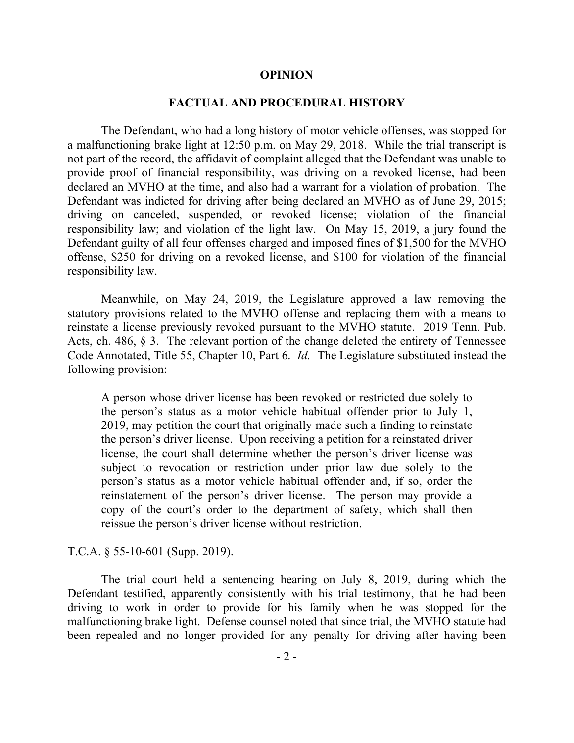# OPINION

## FACTUAL AND PROCEDURAL HISTORY

The Defendant, who had a long history of motor vehicle offenses, was stopped for a malfunctioning brake light at 12:50 p.m. on May 29, 2018. While the trial transcript is not part of the record, the affidavit of complaint alleged that the Defendant was unable to provide proof of financial responsibility, was driving on a revoked license, had been declared an MVHO at the time, and also had a warrant for a violation of probation. The Defendant was indicted for driving after being declared an MVHO as of June 29, 2015; driving on canceled, suspended, or revoked license; violation of the financial responsibility law; and violation of the light law. On May 15, 2019, a jury found the Defendant guilty of all four offenses charged and imposed fines of $1,500 for the MVHO offense, $250 for driving on a revoked license, and $100 for violation of the financial responsibility law.

Meanwhile, on May 24, 2019, the Legislature approved a law removing the statutory provisions related to the MVHO offense and replacing them with a means to reinstate a license previously revoked pursuant to the MVHO statute. 2019 Tenn. Pub. Acts, ch. 486, § 3. The relevant portion of the change deleted the entirety of Tennessee Code Annotated, Title 55, Chapter 10, Part 6. *Id.* The Legislature substituted instead the following provision:

> A person whose driver license has been revoked or restricted due solely to the person's status as a motor vehicle habitual offender prior to July 1, 2019, may petition the court that originally made such a finding to reinstate the person's driver license. Upon receiving a petition for a reinstated driver license, the court shall determine whether the person's driver license was subject to revocation or restriction under prior law due solely to the person's status as a motor vehicle habitual offender and, if so, order the reinstatement of the person's driver license. The person may provide a copy of the court's order to the department of safety, which shall then reissue the person's driver license without restriction.

T.C.A. § 55-10-601 (Supp. 2019).

The trial court held a sentencing hearing on July 8, 2019, during which the Defendant testified, apparently consistently with his trial testimony, that he had been driving to work in order to provide for his family when he was stopped for the malfunctioning brake light. Defense counsel noted that since trial, the MVHO statute had been repealed and no longer provided for any penalty for driving after having been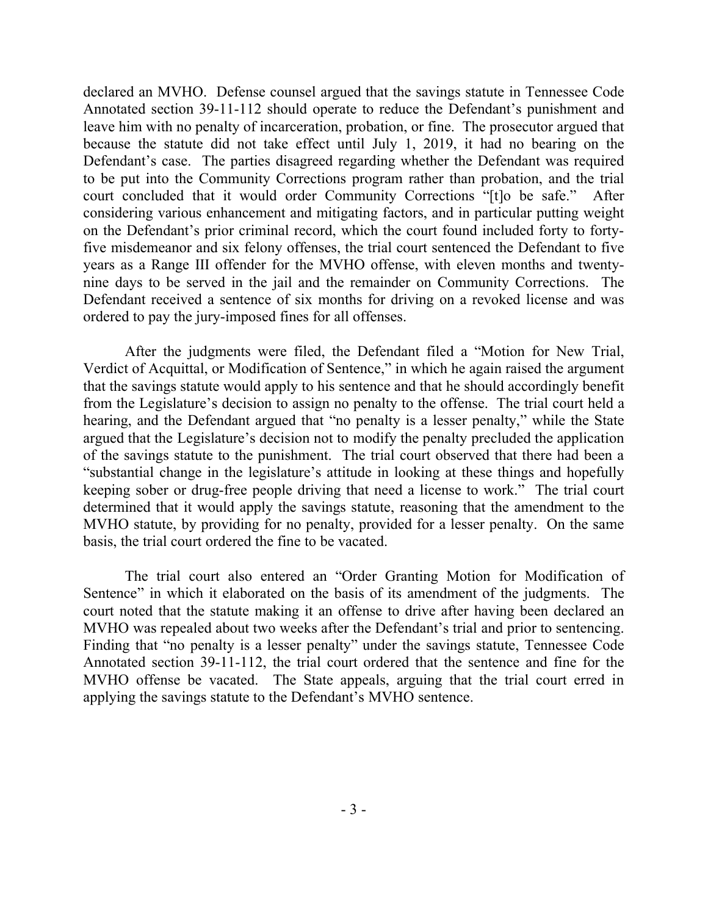declared an MVHO. Defense counsel argued that the savings statute in Tennessee Code Annotated section 39-11-112 should operate to reduce the Defendant's punishment and leave him with no penalty of incarceration, probation, or fine. The prosecutor argued that because the statute did not take effect until July 1, 2019, it had no bearing on the Defendant's case. The parties disagreed regarding whether the Defendant was required to be put into the Community Corrections program rather than probation, and the trial court concluded that it would order Community Corrections "[t]o be safe." After considering various enhancement and mitigating factors, and in particular putting weight on the Defendant's prior criminal record, which the court found included forty to forty-five misdemeanor and six felony offenses, the trial court sentenced the Defendant to five years as a Range III offender for the MVHO offense, with eleven months and twenty-nine days to be served in the jail and the remainder on Community Corrections. The Defendant received a sentence of six months for driving on a revoked license and was ordered to pay the jury-imposed fines for all offenses.

After the judgments were filed, the Defendant filed a "Motion for New Trial, Verdict of Acquittal, or Modification of Sentence," in which he again raised the argument that the savings statute would apply to his sentence and that he should accordingly benefit from the Legislature's decision to assign no penalty to the offense. The trial court held a hearing, and the Defendant argued that "no penalty is a lesser penalty," while the State argued that the Legislature's decision not to modify the penalty precluded the application of the savings statute to the punishment. The trial court observed that there had been a "substantial change in the legislature's attitude in looking at these things and hopefully keeping sober or drug-free people driving that need a license to work." The trial court determined that it would apply the savings statute, reasoning that the amendment to the MVHO statute, by providing for no penalty, provided for a lesser penalty. On the same basis, the trial court ordered the fine to be vacated.

The trial court also entered an "Order Granting Motion for Modification of Sentence" in which it elaborated on the basis of its amendment of the judgments. The court noted that the statute making it an offense to drive after having been declared an MVHO was repealed about two weeks after the Defendant's trial and prior to sentencing. Finding that "no penalty is a lesser penalty" under the savings statute, Tennessee Code Annotated section 39-11-112, the trial court ordered that the sentence and fine for the MVHO offense be vacated. The State appeals, arguing that the trial court erred in applying the savings statute to the Defendant's MVHO sentence.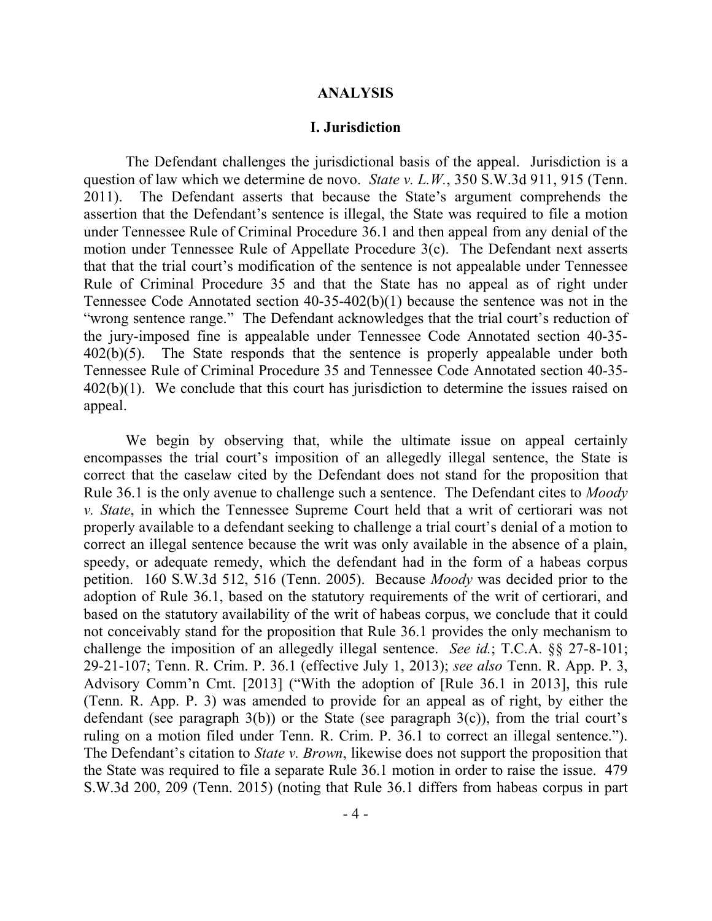## ANALYSIS

### I. Jurisdiction

The Defendant challenges the jurisdictional basis of the appeal. Jurisdiction is a question of law which we determine de novo. *State v. L.W.*, 350 S.W.3d 911, 915 (Tenn. 2011). The Defendant asserts that because the State's argument comprehends the assertion that the Defendant's sentence is illegal, the State was required to file a motion under Tennessee Rule of Criminal Procedure 36.1 and then appeal from any denial of the motion under Tennessee Rule of Appellate Procedure 3(c). The Defendant next asserts that that the trial court's modification of the sentence is not appealable under Tennessee Rule of Criminal Procedure 35 and that the State has no appeal as of right under Tennessee Code Annotated section 40-35-402(b)(1) because the sentence was not in the "wrong sentence range." The Defendant acknowledges that the trial court's reduction of the jury-imposed fine is appealable under Tennessee Code Annotated section 40-35-402(b)(5). The State responds that the sentence is properly appealable under both Tennessee Rule of Criminal Procedure 35 and Tennessee Code Annotated section 40-35-402(b)(1). We conclude that this court has jurisdiction to determine the issues raised on appeal.

We begin by observing that, while the ultimate issue on appeal certainly encompasses the trial court's imposition of an allegedly illegal sentence, the State is correct that the caselaw cited by the Defendant does not stand for the proposition that Rule 36.1 is the only avenue to challenge such a sentence. The Defendant cites to *Moody v. State*, in which the Tennessee Supreme Court held that a writ of certiorari was not properly available to a defendant seeking to challenge a trial court's denial of a motion to correct an illegal sentence because the writ was only available in the absence of a plain, speedy, or adequate remedy, which the defendant had in the form of a habeas corpus petition. 160 S.W.3d 512, 516 (Tenn. 2005). Because *Moody* was decided prior to the adoption of Rule 36.1, based on the statutory requirements of the writ of certiorari, and based on the statutory availability of the writ of habeas corpus, we conclude that it could not conceivably stand for the proposition that Rule 36.1 provides the only mechanism to challenge the imposition of an allegedly illegal sentence. *See id.*; T.C.A. §§ 27-8-101; 29-21-107; Tenn. R. Crim. P. 36.1 (effective July 1, 2013); *see also* Tenn. R. App. P. 3, Advisory Comm'n Cmt. [2013] ("With the adoption of [Rule 36.1 in 2013], this rule (Tenn. R. App. P. 3) was amended to provide for an appeal as of right, by either the defendant (see paragraph 3(b)) or the State (see paragraph 3(c)), from the trial court's ruling on a motion filed under Tenn. R. Crim. P. 36.1 to correct an illegal sentence."). The Defendant's citation to *State v. Brown*, likewise does not support the proposition that the State was required to file a separate Rule 36.1 motion in order to raise the issue. 479 S.W.3d 200, 209 (Tenn. 2015) (noting that Rule 36.1 differs from habeas corpus in part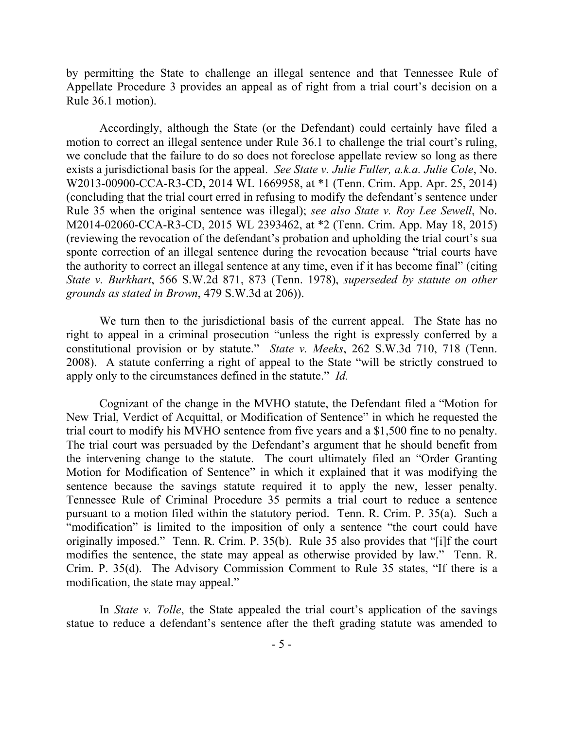by permitting the State to challenge an illegal sentence and that Tennessee Rule of Appellate Procedure 3 provides an appeal as of right from a trial court's decision on a Rule 36.1 motion).

Accordingly, although the State (or the Defendant) could certainly have filed a motion to correct an illegal sentence under Rule 36.1 to challenge the trial court's ruling, we conclude that the failure to do so does not foreclose appellate review so long as there exists a jurisdictional basis for the appeal. *See State v. Julie Fuller, a.k.a. Julie Cole*, No. W2013-00900-CCA-R3-CD, 2014 WL 1669958, at *1 (Tenn. Crim. App. Apr. 25, 2014) (concluding that the trial court erred in refusing to modify the defendant's sentence under Rule 35 when the original sentence was illegal); *see also State v. Roy Lee Sewell*, No. M2014-02060-CCA-R3-CD, 2015 WL 2393462, at *2 (Tenn. Crim. App. May 18, 2015) (reviewing the revocation of the defendant's probation and upholding the trial court's sua sponte correction of an illegal sentence during the revocation because "trial courts have the authority to correct an illegal sentence at any time, even if it has become final" (citing *State v. Burkhart*, 566 S.W.2d 871, 873 (Tenn. 1978), *superseded by statute on other grounds as stated in Brown*, 479 S.W.3d at 206)).

We turn then to the jurisdictional basis of the current appeal. The State has no right to appeal in a criminal prosecution "unless the right is expressly conferred by a constitutional provision or by statute." *State v. Meeks*, 262 S.W.3d 710, 718 (Tenn. 2008). A statute conferring a right of appeal to the State "will be strictly construed to apply only to the circumstances defined in the statute." *Id.*

Cognizant of the change in the MVHO statute, the Defendant filed a "Motion for New Trial, Verdict of Acquittal, or Modification of Sentence" in which he requested the trial court to modify his MVHO sentence from five years and a $1,500 fine to no penalty. The trial court was persuaded by the Defendant's argument that he should benefit from the intervening change to the statute. The court ultimately filed an "Order Granting Motion for Modification of Sentence" in which it explained that it was modifying the sentence because the savings statute required it to apply the new, lesser penalty. Tennessee Rule of Criminal Procedure 35 permits a trial court to reduce a sentence pursuant to a motion filed within the statutory period. Tenn. R. Crim. P. 35(a). Such a "modification" is limited to the imposition of only a sentence "the court could have originally imposed." Tenn. R. Crim. P. 35(b). Rule 35 also provides that "[i]f the court modifies the sentence, the state may appeal as otherwise provided by law." Tenn. R. Crim. P. 35(d). The Advisory Commission Comment to Rule 35 states, "If there is a modification, the state may appeal."

In *State v. Tolle*, the State appealed the trial court's application of the savings statue to reduce a defendant's sentence after the theft grading statute was amended to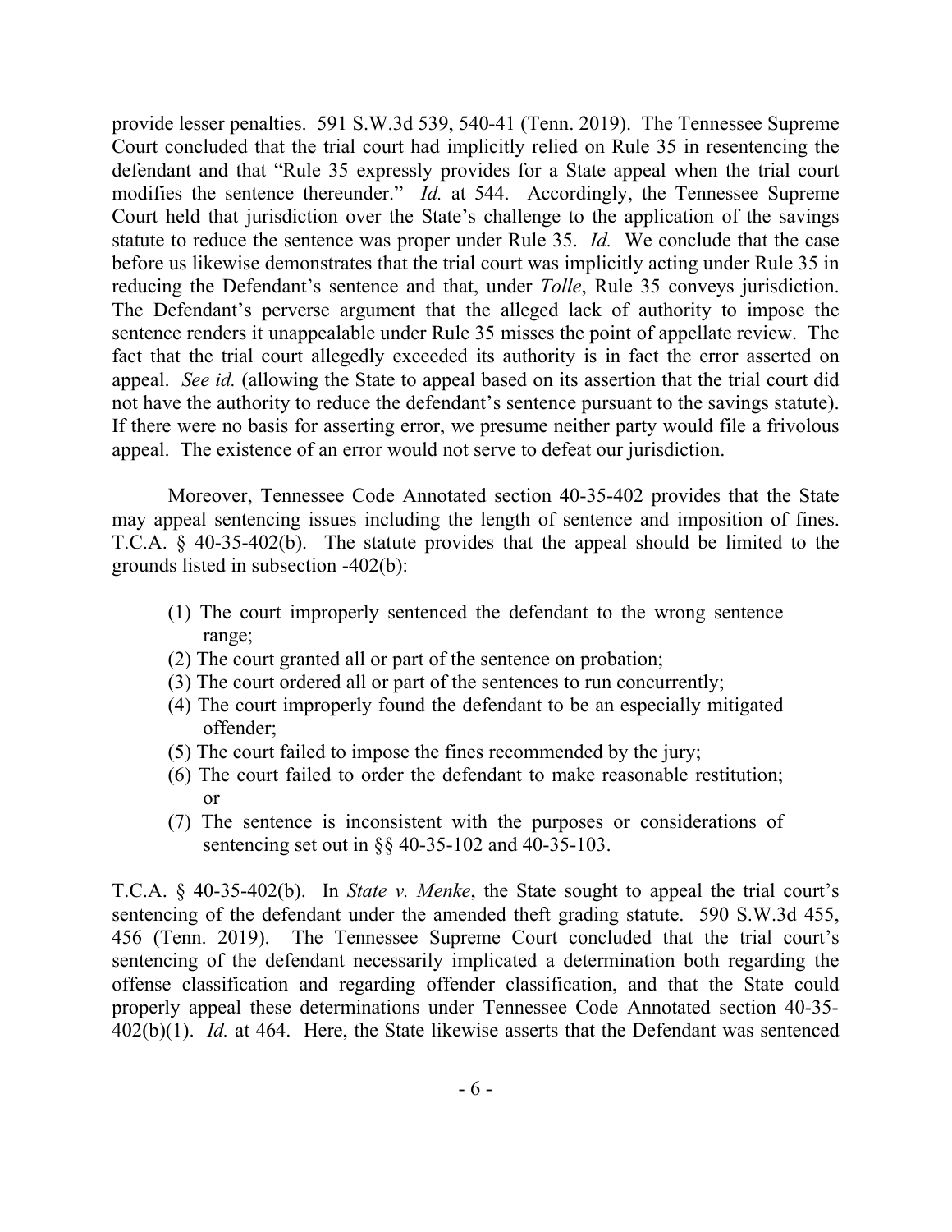provide lesser penalties. 591 S.W.3d 539, 540-41 (Tenn. 2019). The Tennessee Supreme Court concluded that the trial court had implicitly relied on Rule 35 in resentencing the defendant and that "Rule 35 expressly provides for a State appeal when the trial court modifies the sentence thereunder." *Id.* at 544. Accordingly, the Tennessee Supreme Court held that jurisdiction over the State's challenge to the application of the savings statute to reduce the sentence was proper under Rule 35. *Id.* We conclude that the case before us likewise demonstrates that the trial court was implicitly acting under Rule 35 in reducing the Defendant's sentence and that, under *Tolle*, Rule 35 conveys jurisdiction. The Defendant's perverse argument that the alleged lack of authority to impose the sentence renders it unappealable under Rule 35 misses the point of appellate review. The fact that the trial court allegedly exceeded its authority is in fact the error asserted on appeal. *See id.* (allowing the State to appeal based on its assertion that the trial court did not have the authority to reduce the defendant's sentence pursuant to the savings statute). If there were no basis for asserting error, we presume neither party would file a frivolous appeal. The existence of an error would not serve to defeat our jurisdiction.

Moreover, Tennessee Code Annotated section 40-35-402 provides that the State may appeal sentencing issues including the length of sentence and imposition of fines. T.C.A. § 40-35-402(b). The statute provides that the appeal should be limited to the grounds listed in subsection -402(b):

> (1) The court improperly sentenced the defendant to the wrong sentence range;
> (2) The court granted all or part of the sentence on probation;
> (3) The court ordered all or part of the sentences to run concurrently;
> (4) The court improperly found the defendant to be an especially mitigated offender;
> (5) The court failed to impose the fines recommended by the jury;
> (6) The court failed to order the defendant to make reasonable restitution; or
> (7) The sentence is inconsistent with the purposes or considerations of sentencing set out in §§ 40-35-102 and 40-35-103.

T.C.A. § 40-35-402(b). In *State v. Menke*, the State sought to appeal the trial court's sentencing of the defendant under the amended theft grading statute. 590 S.W.3d 455, 456 (Tenn. 2019). The Tennessee Supreme Court concluded that the trial court's sentencing of the defendant necessarily implicated a determination both regarding the offense classification and regarding offender classification, and that the State could properly appeal these determinations under Tennessee Code Annotated section 40-35-402(b)(1). *Id.* at 464. Here, the State likewise asserts that the Defendant was sentenced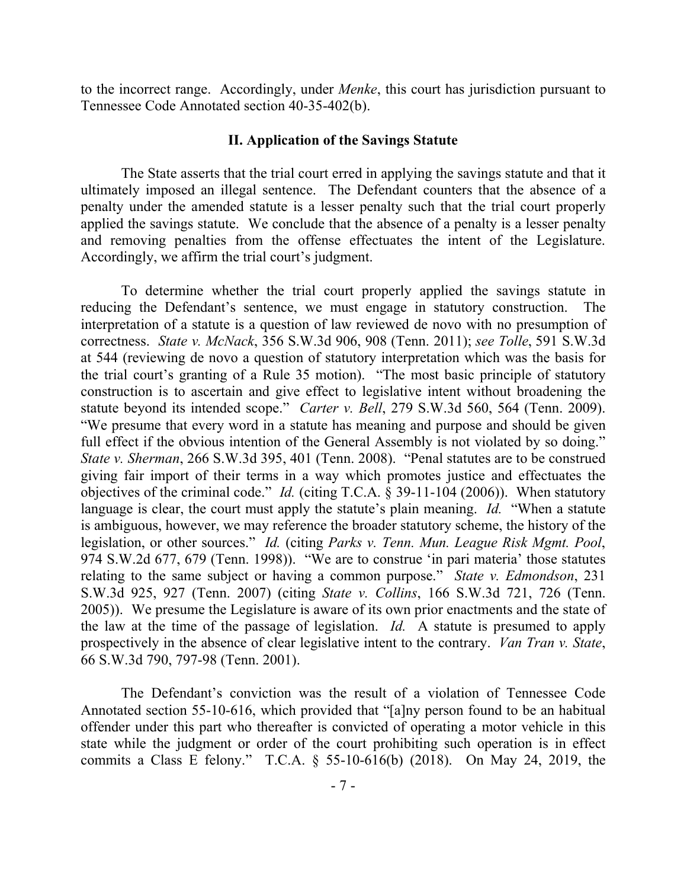to the incorrect range. Accordingly, under *Menke*, this court has jurisdiction pursuant to Tennessee Code Annotated section 40-35-402(b).

## II. Application of the Savings Statute

The State asserts that the trial court erred in applying the savings statute and that it ultimately imposed an illegal sentence. The Defendant counters that the absence of a penalty under the amended statute is a lesser penalty such that the trial court properly applied the savings statute. We conclude that the absence of a penalty is a lesser penalty and removing penalties from the offense effectuates the intent of the Legislature. Accordingly, we affirm the trial court's judgment.

To determine whether the trial court properly applied the savings statute in reducing the Defendant's sentence, we must engage in statutory construction. The interpretation of a statute is a question of law reviewed de novo with no presumption of correctness. *State v. McNack*, 356 S.W.3d 906, 908 (Tenn. 2011); *see Tolle*, 591 S.W.3d at 544 (reviewing de novo a question of statutory interpretation which was the basis for the trial court's granting of a Rule 35 motion). "The most basic principle of statutory construction is to ascertain and give effect to legislative intent without broadening the statute beyond its intended scope." *Carter v. Bell*, 279 S.W.3d 560, 564 (Tenn. 2009). "We presume that every word in a statute has meaning and purpose and should be given full effect if the obvious intention of the General Assembly is not violated by so doing." *State v. Sherman*, 266 S.W.3d 395, 401 (Tenn. 2008). "Penal statutes are to be construed giving fair import of their terms in a way which promotes justice and effectuates the objectives of the criminal code." *Id.* (citing T.C.A. § 39-11-104 (2006)). When statutory language is clear, the court must apply the statute's plain meaning. *Id.* "When a statute is ambiguous, however, we may reference the broader statutory scheme, the history of the legislation, or other sources." *Id.* (citing *Parks v. Tenn. Mun. League Risk Mgmt. Pool*, 974 S.W.2d 677, 679 (Tenn. 1998)). "We are to construe 'in pari materia' those statutes relating to the same subject or having a common purpose." *State v. Edmondson*, 231 S.W.3d 925, 927 (Tenn. 2007) (citing *State v. Collins*, 166 S.W.3d 721, 726 (Tenn. 2005)). We presume the Legislature is aware of its own prior enactments and the state of the law at the time of the passage of legislation. *Id.* A statute is presumed to apply prospectively in the absence of clear legislative intent to the contrary. *Van Tran v. State*, 66 S.W.3d 790, 797-98 (Tenn. 2001).

The Defendant's conviction was the result of a violation of Tennessee Code Annotated section 55-10-616, which provided that "[a]ny person found to be an habitual offender under this part who thereafter is convicted of operating a motor vehicle in this state while the judgment or order of the court prohibiting such operation is in effect commits a Class E felony." T.C.A. § 55-10-616(b) (2018). On May 24, 2019, the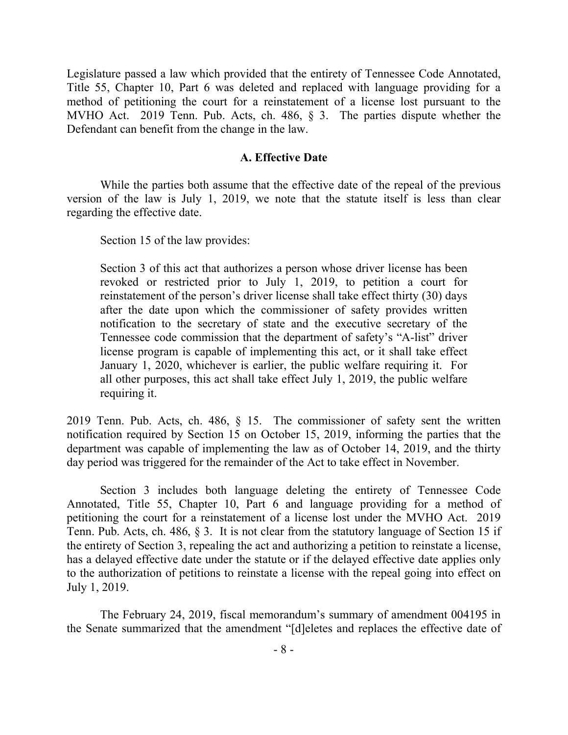Legislature passed a law which provided that the entirety of Tennessee Code Annotated, Title 55, Chapter 10, Part 6 was deleted and replaced with language providing for a method of petitioning the court for a reinstatement of a license lost pursuant to the MVHO Act. 2019 Tenn. Pub. Acts, ch. 486, § 3. The parties dispute whether the Defendant can benefit from the change in the law.

### A. Effective Date

While the parties both assume that the effective date of the repeal of the previous version of the law is July 1, 2019, we note that the statute itself is less than clear regarding the effective date.

Section 15 of the law provides:

> Section 3 of this act that authorizes a person whose driver license has been revoked or restricted prior to July 1, 2019, to petition a court for reinstatement of the person's driver license shall take effect thirty (30) days after the date upon which the commissioner of safety provides written notification to the secretary of state and the executive secretary of the Tennessee code commission that the department of safety's "A-list" driver license program is capable of implementing this act, or it shall take effect January 1, 2020, whichever is earlier, the public welfare requiring it. For all other purposes, this act shall take effect July 1, 2019, the public welfare requiring it.

2019 Tenn. Pub. Acts, ch. 486, § 15. The commissioner of safety sent the written notification required by Section 15 on October 15, 2019, informing the parties that the department was capable of implementing the law as of October 14, 2019, and the thirty day period was triggered for the remainder of the Act to take effect in November.

Section 3 includes both language deleting the entirety of Tennessee Code Annotated, Title 55, Chapter 10, Part 6 and language providing for a method of petitioning the court for a reinstatement of a license lost under the MVHO Act. 2019 Tenn. Pub. Acts, ch. 486, § 3. It is not clear from the statutory language of Section 15 if the entirety of Section 3, repealing the act and authorizing a petition to reinstate a license, has a delayed effective date under the statute or if the delayed effective date applies only to the authorization of petitions to reinstate a license with the repeal going into effect on July 1, 2019.

The February 24, 2019, fiscal memorandum's summary of amendment 004195 in the Senate summarized that the amendment "[d]eletes and replaces the effective date of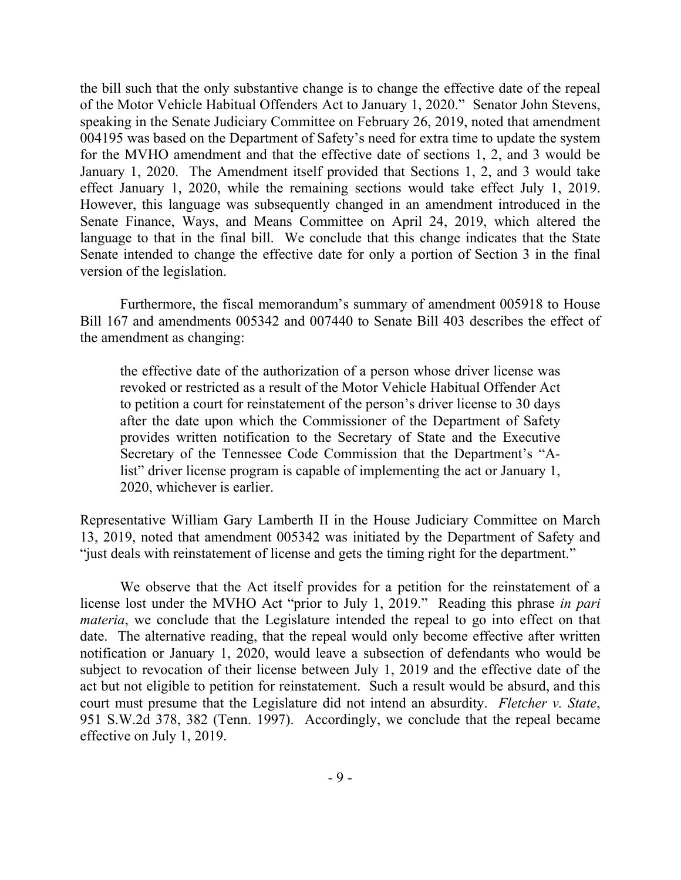the bill such that the only substantive change is to change the effective date of the repeal of the Motor Vehicle Habitual Offenders Act to January 1, 2020." Senator John Stevens, speaking in the Senate Judiciary Committee on February 26, 2019, noted that amendment 004195 was based on the Department of Safety's need for extra time to update the system for the MVHO amendment and that the effective date of sections 1, 2, and 3 would be January 1, 2020. The Amendment itself provided that Sections 1, 2, and 3 would take effect January 1, 2020, while the remaining sections would take effect July 1, 2019. However, this language was subsequently changed in an amendment introduced in the Senate Finance, Ways, and Means Committee on April 24, 2019, which altered the language to that in the final bill. We conclude that this change indicates that the State Senate intended to change the effective date for only a portion of Section 3 in the final version of the legislation.

Furthermore, the fiscal memorandum's summary of amendment 005918 to House Bill 167 and amendments 005342 and 007440 to Senate Bill 403 describes the effect of the amendment as changing:

> the effective date of the authorization of a person whose driver license was revoked or restricted as a result of the Motor Vehicle Habitual Offender Act to petition a court for reinstatement of the person's driver license to 30 days after the date upon which the Commissioner of the Department of Safety provides written notification to the Secretary of State and the Executive Secretary of the Tennessee Code Commission that the Department's "A-list" driver license program is capable of implementing the act or January 1, 2020, whichever is earlier.

Representative William Gary Lamberth II in the House Judiciary Committee on March 13, 2019, noted that amendment 005342 was initiated by the Department of Safety and "just deals with reinstatement of license and gets the timing right for the department."

We observe that the Act itself provides for a petition for the reinstatement of a license lost under the MVHO Act "prior to July 1, 2019." Reading this phrase *in pari materia*, we conclude that the Legislature intended the repeal to go into effect on that date. The alternative reading, that the repeal would only become effective after written notification or January 1, 2020, would leave a subsection of defendants who would be subject to revocation of their license between July 1, 2019 and the effective date of the act but not eligible to petition for reinstatement. Such a result would be absurd, and this court must presume that the Legislature did not intend an absurdity. *Fletcher v. State*, 951 S.W.2d 378, 382 (Tenn. 1997). Accordingly, we conclude that the repeal became effective on July 1, 2019.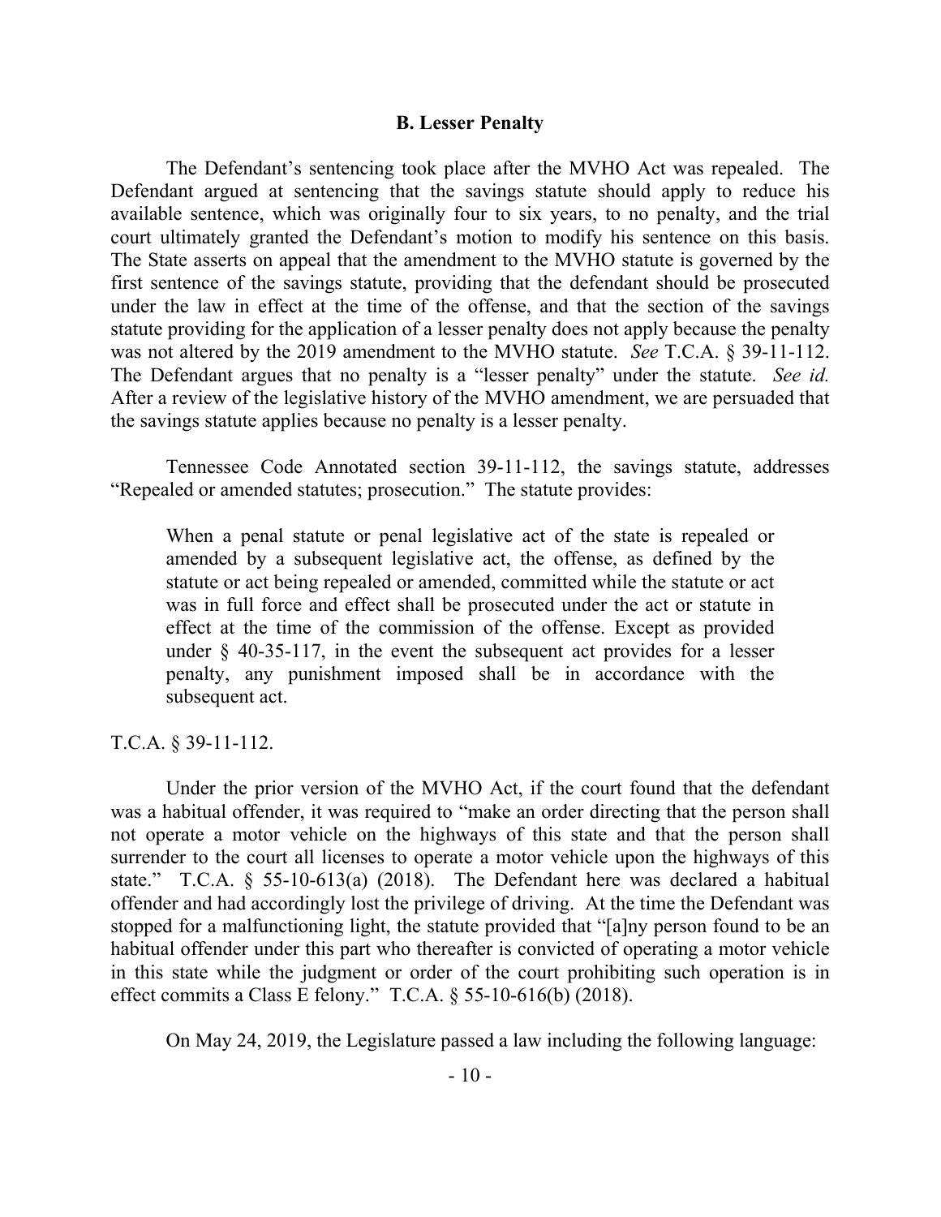### B. Lesser Penalty

The Defendant's sentencing took place after the MVHO Act was repealed. The Defendant argued at sentencing that the savings statute should apply to reduce his available sentence, which was originally four to six years, to no penalty, and the trial court ultimately granted the Defendant's motion to modify his sentence on this basis. The State asserts on appeal that the amendment to the MVHO statute is governed by the first sentence of the savings statute, providing that the defendant should be prosecuted under the law in effect at the time of the offense, and that the section of the savings statute providing for the application of a lesser penalty does not apply because the penalty was not altered by the 2019 amendment to the MVHO statute. *See* T.C.A. § 39-11-112. The Defendant argues that no penalty is a "lesser penalty" under the statute. *See id.* After a review of the legislative history of the MVHO amendment, we are persuaded that the savings statute applies because no penalty is a lesser penalty.

Tennessee Code Annotated section 39-11-112, the savings statute, addresses "Repealed or amended statutes; prosecution." The statute provides:

> When a penal statute or penal legislative act of the state is repealed or amended by a subsequent legislative act, the offense, as defined by the statute or act being repealed or amended, committed while the statute or act was in full force and effect shall be prosecuted under the act or statute in effect at the time of the commission of the offense. Except as provided under § 40-35-117, in the event the subsequent act provides for a lesser penalty, any punishment imposed shall be in accordance with the subsequent act.

T.C.A. § 39-11-112.

Under the prior version of the MVHO Act, if the court found that the defendant was a habitual offender, it was required to "make an order directing that the person shall not operate a motor vehicle on the highways of this state and that the person shall surrender to the court all licenses to operate a motor vehicle upon the highways of this state." T.C.A. § 55-10-613(a) (2018). The Defendant here was declared a habitual offender and had accordingly lost the privilege of driving. At the time the Defendant was stopped for a malfunctioning light, the statute provided that "[a]ny person found to be an habitual offender under this part who thereafter is convicted of operating a motor vehicle in this state while the judgment or order of the court prohibiting such operation is in effect commits a Class E felony." T.C.A. § 55-10-616(b) (2018).

On May 24, 2019, the Legislature passed a law including the following language: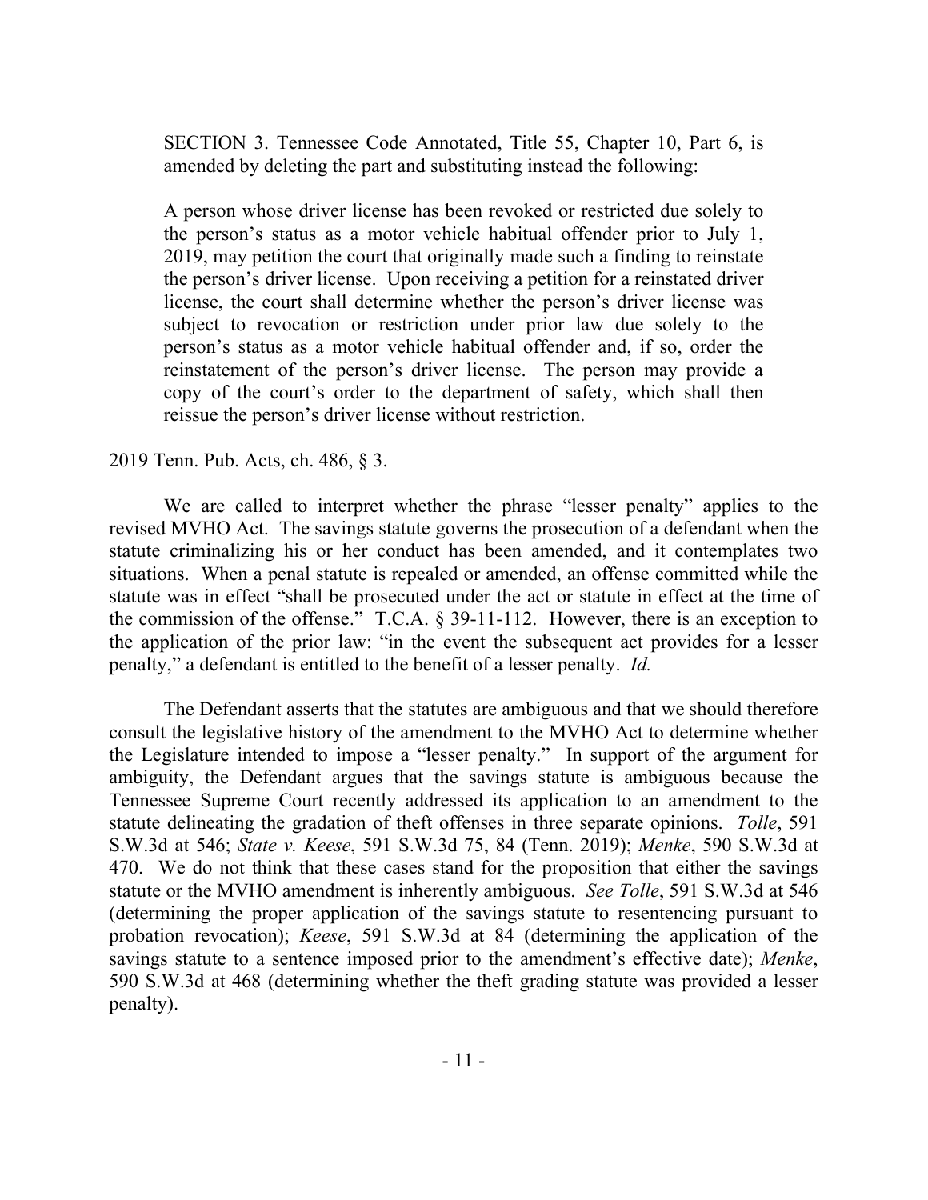> SECTION 3. Tennessee Code Annotated, Title 55, Chapter 10, Part 6, is amended by deleting the part and substituting instead the following:
>
> A person whose driver license has been revoked or restricted due solely to the person's status as a motor vehicle habitual offender prior to July 1, 2019, may petition the court that originally made such a finding to reinstate the person's driver license. Upon receiving a petition for a reinstated driver license, the court shall determine whether the person's driver license was subject to revocation or restriction under prior law due solely to the person's status as a motor vehicle habitual offender and, if so, order the reinstatement of the person's driver license. The person may provide a copy of the court's order to the department of safety, which shall then reissue the person's driver license without restriction.

2019 Tenn. Pub. Acts, ch. 486, § 3.

We are called to interpret whether the phrase "lesser penalty" applies to the revised MVHO Act. The savings statute governs the prosecution of a defendant when the statute criminalizing his or her conduct has been amended, and it contemplates two situations. When a penal statute is repealed or amended, an offense committed while the statute was in effect "shall be prosecuted under the act or statute in effect at the time of the commission of the offense." T.C.A. § 39-11-112. However, there is an exception to the application of the prior law: "in the event the subsequent act provides for a lesser penalty," a defendant is entitled to the benefit of a lesser penalty. *Id.*

The Defendant asserts that the statutes are ambiguous and that we should therefore consult the legislative history of the amendment to the MVHO Act to determine whether the Legislature intended to impose a "lesser penalty." In support of the argument for ambiguity, the Defendant argues that the savings statute is ambiguous because the Tennessee Supreme Court recently addressed its application to an amendment to the statute delineating the gradation of theft offenses in three separate opinions. *Tolle*, 591 S.W.3d at 546; *State v. Keese*, 591 S.W.3d 75, 84 (Tenn. 2019); *Menke*, 590 S.W.3d at 470. We do not think that these cases stand for the proposition that either the savings statute or the MVHO amendment is inherently ambiguous. *See Tolle*, 591 S.W.3d at 546 (determining the proper application of the savings statute to resentencing pursuant to probation revocation); *Keese*, 591 S.W.3d at 84 (determining the application of the savings statute to a sentence imposed prior to the amendment's effective date); *Menke*, 590 S.W.3d at 468 (determining whether the theft grading statute was provided a lesser penalty).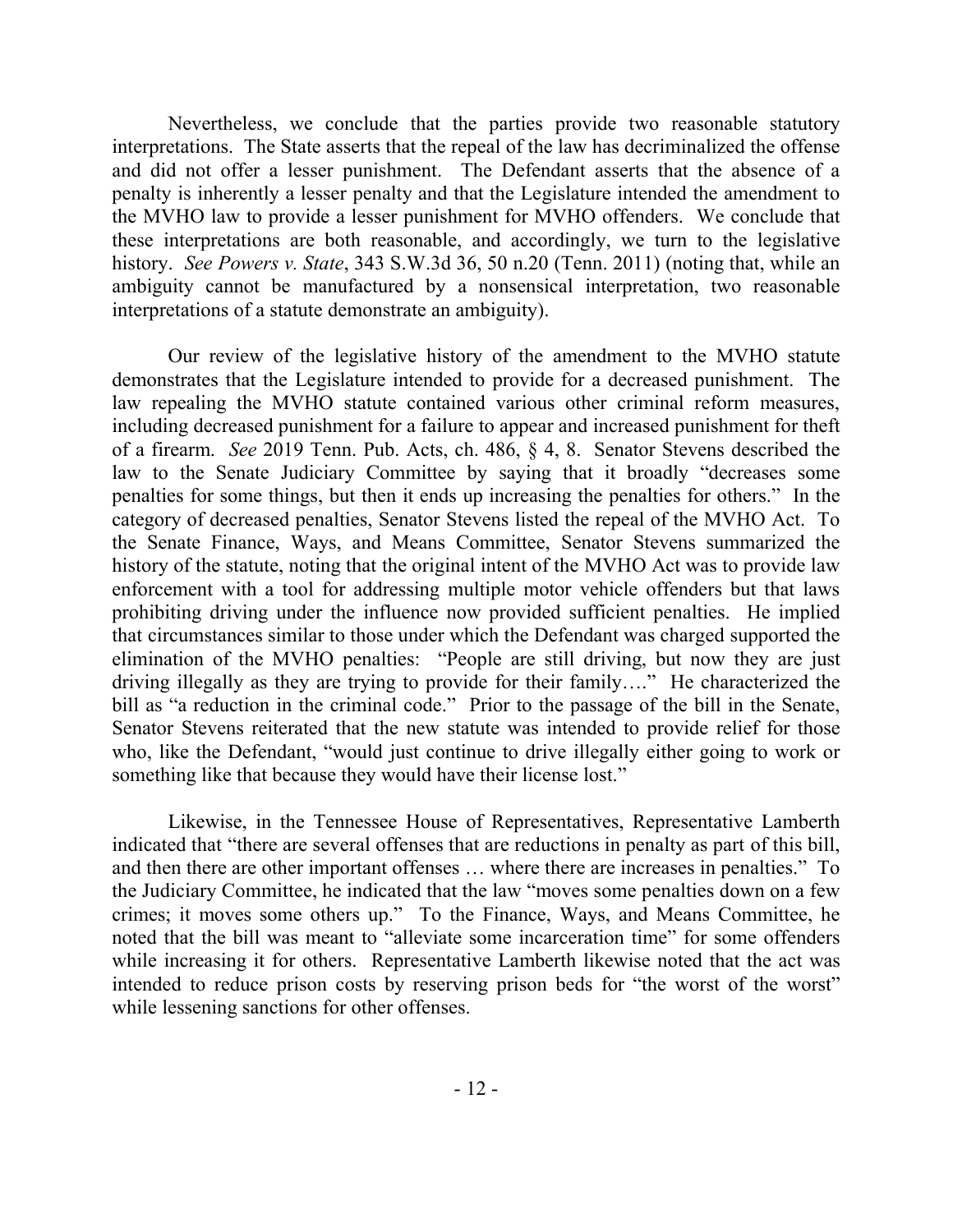Nevertheless, we conclude that the parties provide two reasonable statutory interpretations. The State asserts that the repeal of the law has decriminalized the offense and did not offer a lesser punishment. The Defendant asserts that the absence of a penalty is inherently a lesser penalty and that the Legislature intended the amendment to the MVHO law to provide a lesser punishment for MVHO offenders. We conclude that these interpretations are both reasonable, and accordingly, we turn to the legislative history. *See Powers v. State*, 343 S.W.3d 36, 50 n.20 (Tenn. 2011) (noting that, while an ambiguity cannot be manufactured by a nonsensical interpretation, two reasonable interpretations of a statute demonstrate an ambiguity).

Our review of the legislative history of the amendment to the MVHO statute demonstrates that the Legislature intended to provide for a decreased punishment. The law repealing the MVHO statute contained various other criminal reform measures, including decreased punishment for a failure to appear and increased punishment for theft of a firearm. *See* 2019 Tenn. Pub. Acts, ch. 486, § 4, 8. Senator Stevens described the law to the Senate Judiciary Committee by saying that it broadly "decreases some penalties for some things, but then it ends up increasing the penalties for others." In the category of decreased penalties, Senator Stevens listed the repeal of the MVHO Act. To the Senate Finance, Ways, and Means Committee, Senator Stevens summarized the history of the statute, noting that the original intent of the MVHO Act was to provide law enforcement with a tool for addressing multiple motor vehicle offenders but that laws prohibiting driving under the influence now provided sufficient penalties. He implied that circumstances similar to those under which the Defendant was charged supported the elimination of the MVHO penalties: "People are still driving, but now they are just driving illegally as they are trying to provide for their family…." He characterized the bill as "a reduction in the criminal code." Prior to the passage of the bill in the Senate, Senator Stevens reiterated that the new statute was intended to provide relief for those who, like the Defendant, "would just continue to drive illegally either going to work or something like that because they would have their license lost."

Likewise, in the Tennessee House of Representatives, Representative Lamberth indicated that "there are several offenses that are reductions in penalty as part of this bill, and then there are other important offenses … where there are increases in penalties." To the Judiciary Committee, he indicated that the law "moves some penalties down on a few crimes; it moves some others up." To the Finance, Ways, and Means Committee, he noted that the bill was meant to "alleviate some incarceration time" for some offenders while increasing it for others. Representative Lamberth likewise noted that the act was intended to reduce prison costs by reserving prison beds for "the worst of the worst" while lessening sanctions for other offenses.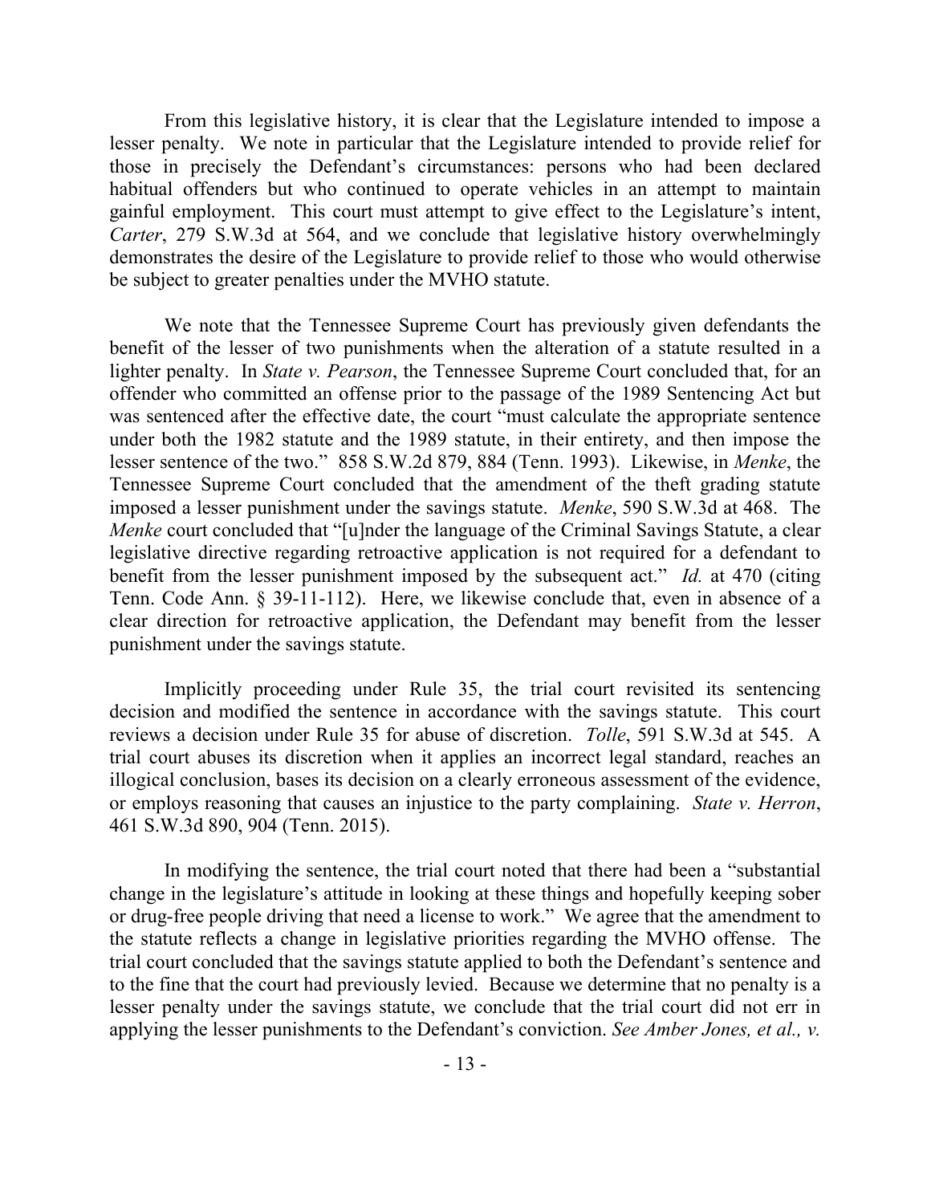From this legislative history, it is clear that the Legislature intended to impose a lesser penalty. We note in particular that the Legislature intended to provide relief for those in precisely the Defendant's circumstances: persons who had been declared habitual offenders but who continued to operate vehicles in an attempt to maintain gainful employment. This court must attempt to give effect to the Legislature's intent, *Carter*, 279 S.W.3d at 564, and we conclude that legislative history overwhelmingly demonstrates the desire of the Legislature to provide relief to those who would otherwise be subject to greater penalties under the MVHO statute.

We note that the Tennessee Supreme Court has previously given defendants the benefit of the lesser of two punishments when the alteration of a statute resulted in a lighter penalty. In *State v. Pearson*, the Tennessee Supreme Court concluded that, for an offender who committed an offense prior to the passage of the 1989 Sentencing Act but was sentenced after the effective date, the court "must calculate the appropriate sentence under both the 1982 statute and the 1989 statute, in their entirety, and then impose the lesser sentence of the two." 858 S.W.2d 879, 884 (Tenn. 1993). Likewise, in *Menke*, the Tennessee Supreme Court concluded that the amendment of the theft grading statute imposed a lesser punishment under the savings statute. *Menke*, 590 S.W.3d at 468. The *Menke* court concluded that "[u]nder the language of the Criminal Savings Statute, a clear legislative directive regarding retroactive application is not required for a defendant to benefit from the lesser punishment imposed by the subsequent act." *Id.* at 470 (citing Tenn. Code Ann. § 39-11-112). Here, we likewise conclude that, even in absence of a clear direction for retroactive application, the Defendant may benefit from the lesser punishment under the savings statute.

Implicitly proceeding under Rule 35, the trial court revisited its sentencing decision and modified the sentence in accordance with the savings statute. This court reviews a decision under Rule 35 for abuse of discretion. *Tolle*, 591 S.W.3d at 545. A trial court abuses its discretion when it applies an incorrect legal standard, reaches an illogical conclusion, bases its decision on a clearly erroneous assessment of the evidence, or employs reasoning that causes an injustice to the party complaining. *State v. Herron*, 461 S.W.3d 890, 904 (Tenn. 2015).

In modifying the sentence, the trial court noted that there had been a "substantial change in the legislature's attitude in looking at these things and hopefully keeping sober or drug-free people driving that need a license to work." We agree that the amendment to the statute reflects a change in legislative priorities regarding the MVHO offense. The trial court concluded that the savings statute applied to both the Defendant's sentence and to the fine that the court had previously levied. Because we determine that no penalty is a lesser penalty under the savings statute, we conclude that the trial court did not err in applying the lesser punishments to the Defendant's conviction. *See Amber Jones, et al., v.*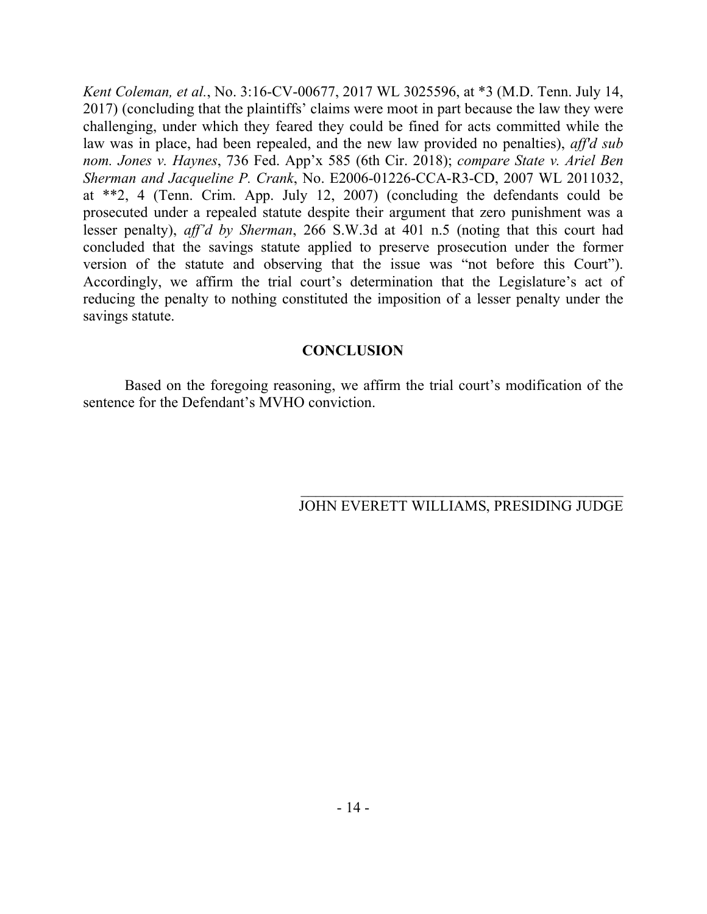*Kent Coleman, et al.*, No. 3:16-CV-00677, 2017 WL 3025596, at *3 (M.D. Tenn. July 14, 2017) (concluding that the plaintiffs' claims were moot in part because the law they were challenging, under which they feared they could be fined for acts committed while the law was in place, had been repealed, and the new law provided no penalties), *aff'd sub nom. Jones v. Haynes*, 736 Fed. App'x 585 (6th Cir. 2018); *compare State v. Ariel Ben Sherman and Jacqueline P. Crank*, No. E2006-01226-CCA-R3-CD, 2007 WL 2011032, at **2, 4 (Tenn. Crim. App. July 12, 2007) (concluding the defendants could be prosecuted under a repealed statute despite their argument that zero punishment was a lesser penalty), *aff'd by Sherman*, 266 S.W.3d at 401 n.5 (noting that this court had concluded that the savings statute applied to preserve prosecution under the former version of the statute and observing that the issue was "not before this Court"). Accordingly, we affirm the trial court's determination that the Legislature's act of reducing the penalty to nothing constituted the imposition of a lesser penalty under the savings statute.

## CONCLUSION

Based on the foregoing reasoning, we affirm the trial court's modification of the sentence for the Defendant's MVHO conviction.

\_\_\_\_\_\_\_\_\_\_\_\_\_\_\_\_\_\_\_\_\_\_\_\_\_\_\_\_\_\_\_\_\_\_\_\_\_\_\_\_\_\_\_\_

JOHN EVERETT WILLIAMS, PRESIDING JUDGE